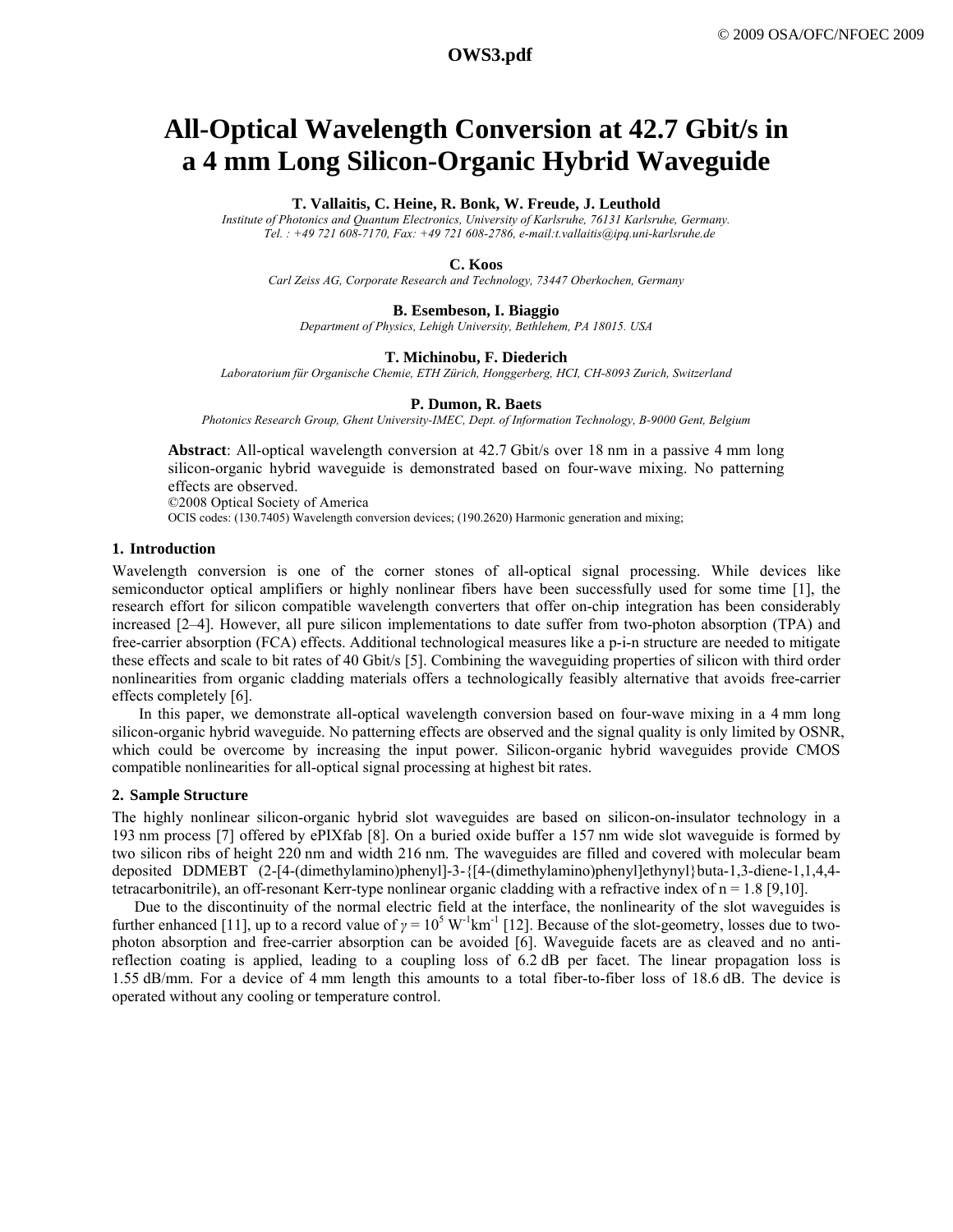# All-Optical Wavelength Conversion at 42.7 Gbit/s in a 4 mm Long Silicon-Organic Hybrid Waveguide

**T. Vallaitis, C. Heine, R. Bonk, W. Freude, J. Leuthold**

*Institute of Photonics and Quantum Electronics, University of Karlsruhe, 76131 Karlsruhe, Germany.*
*Tel. : +49 721 608-7170, Fax: +49 721 608-2786, e-mail:t.vallaitis@ipq.uni-karlsruhe.de*

**C. Koos**

*Carl Zeiss AG, Corporate Research and Technology, 73447 Oberkochen, Germany*

**B. Esembeson, I. Biaggio**

*Department of Physics, Lehigh University, Bethlehem, PA 18015. USA*

**T. Michinobu, F. Diederich**

*Laboratorium für Organische Chemie, ETH Zürich, Honggerberg, HCI, CH-8093 Zurich, Switzerland*

**P. Dumon, R. Baets**

*Photonics Research Group, Ghent University-IMEC, Dept. of Information Technology, B-9000 Gent, Belgium*

**Abstract**: All-optical wavelength conversion at 42.7 Gbit/s over 18 nm in a passive 4 mm long silicon-organic hybrid waveguide is demonstrated based on four-wave mixing. No patterning effects are observed.

©2008 Optical Society of America

OCIS codes: (130.7405) Wavelength conversion devices; (190.2620) Harmonic generation and mixing;

## 1. Introduction

Wavelength conversion is one of the corner stones of all-optical signal processing. While devices like semiconductor optical amplifiers or highly nonlinear fibers have been successfully used for some time [1], the research effort for silicon compatible wavelength converters that offer on-chip integration has been considerably increased [2–4]. However, all pure silicon implementations to date suffer from two-photon absorption (TPA) and free-carrier absorption (FCA) effects. Additional technological measures like a p-i-n structure are needed to mitigate these effects and scale to bit rates of 40 Gbit/s [5]. Combining the waveguiding properties of silicon with third order nonlinearities from organic cladding materials offers a technologically feasibly alternative that avoids free-carrier effects completely [6].

In this paper, we demonstrate all-optical wavelength conversion based on four-wave mixing in a 4 mm long silicon-organic hybrid waveguide. No patterning effects are observed and the signal quality is only limited by OSNR, which could be overcome by increasing the input power. Silicon-organic hybrid waveguides provide CMOS compatible nonlinearities for all-optical signal processing at highest bit rates.

## 2. Sample Structure

The highly nonlinear silicon-organic hybrid slot waveguides are based on silicon-on-insulator technology in a 193 nm process [7] offered by ePIXfab [8]. On a buried oxide buffer a 157 nm wide slot waveguide is formed by two silicon ribs of height 220 nm and width 216 nm. The waveguides are filled and covered with molecular beam deposited DDMEBT (2-[4-(dimethylamino)phenyl]-3-{[4-(dimethylamino)phenyl]ethynyl}buta-1,3-diene-1,1,4,4-tetracarbonitrile), an off-resonant Kerr-type nonlinear organic cladding with a refractive index of n = 1.8 [9,10].

Due to the discontinuity of the normal electric field at the interface, the nonlinearity of the slot waveguides is further enhanced [11], up to a record value of $\gamma = 10^5\ \mathrm{W^{-1}km^{-1}}$ [12]. Because of the slot-geometry, losses due to two-photon absorption and free-carrier absorption can be avoided [6]. Waveguide facets are as cleaved and no anti-reflection coating is applied, leading to a coupling loss of 6.2 dB per facet. The linear propagation loss is 1.55 dB/mm. For a device of 4 mm length this amounts to a total fiber-to-fiber loss of 18.6 dB. The device is operated without any cooling or temperature control.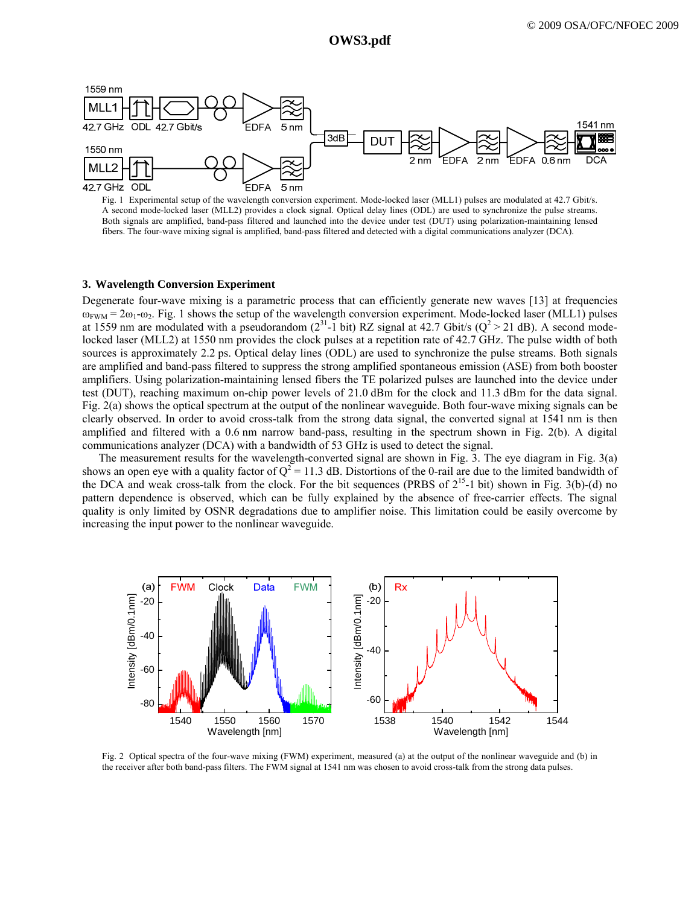Fig. 1 Experimental setup of the wavelength conversion experiment. Mode-locked laser (MLL1) pulses are modulated at 42.7 Gbit/s. A second mode-locked laser (MLL2) provides a clock signal. Optical delay lines (ODL) are used to synchronize the pulse streams. Both signals are amplified, band-pass filtered and launched into the device under test (DUT) using polarization-maintaining lensed fibers. The four-wave mixing signal is amplified, band-pass filtered and detected with a digital communications analyzer (DCA).

### 3. Wavelength Conversion Experiment

Degenerate four-wave mixing is a parametric process that can efficiently generate new waves [13] at frequencies $\omega_{FWM} = 2\omega_1 - \omega_2$. Fig. 1 shows the setup of the wavelength conversion experiment. Mode-locked laser (MLL1) pulses at 1559 nm are modulated with a pseudorandom ($2^{31}$-1 bit) RZ signal at 42.7 Gbit/s ($Q^2 > 21$ dB). A second mode-locked laser (MLL2) at 1550 nm provides the clock pulses at a repetition rate of 42.7 GHz. The pulse width of both sources is approximately 2.2 ps. Optical delay lines (ODL) are used to synchronize the pulse streams. Both signals are amplified and band-pass filtered to suppress the strong amplified spontaneous emission (ASE) from both booster amplifiers. Using polarization-maintaining lensed fibers the TE polarized pulses are launched into the device under test (DUT), reaching maximum on-chip power levels of 21.0 dBm for the clock and 11.3 dBm for the data signal. Fig. 2(a) shows the optical spectrum at the output of the nonlinear waveguide. Both four-wave mixing signals can be clearly observed. In order to avoid cross-talk from the strong data signal, the converted signal at 1541 nm is then amplified and filtered with a 0.6 nm narrow band-pass, resulting in the spectrum shown in Fig. 2(b). A digital communications analyzer (DCA) with a bandwidth of 53 GHz is used to detect the signal.

The measurement results for the wavelength-converted signal are shown in Fig. 3. The eye diagram in Fig. 3(a) shows an open eye with a quality factor of $Q^2 = 11.3$ dB. Distortions of the 0-rail are due to the limited bandwidth of the DCA and weak cross-talk from the clock. For the bit sequences (PRBS of $2^{15}$-1 bit) shown in Fig. 3(b)-(d) no pattern dependence is observed, which can be fully explained by the absence of free-carrier effects. The signal quality is only limited by OSNR degradations due to amplifier noise. This limitation could be easily overcome by increasing the input power to the nonlinear waveguide.

Fig. 2 Optical spectra of the four-wave mixing (FWM) experiment, measured (a) at the output of the nonlinear waveguide and (b) in the receiver after both band-pass filters. The FWM signal at 1541 nm was chosen to avoid cross-talk from the strong data pulses.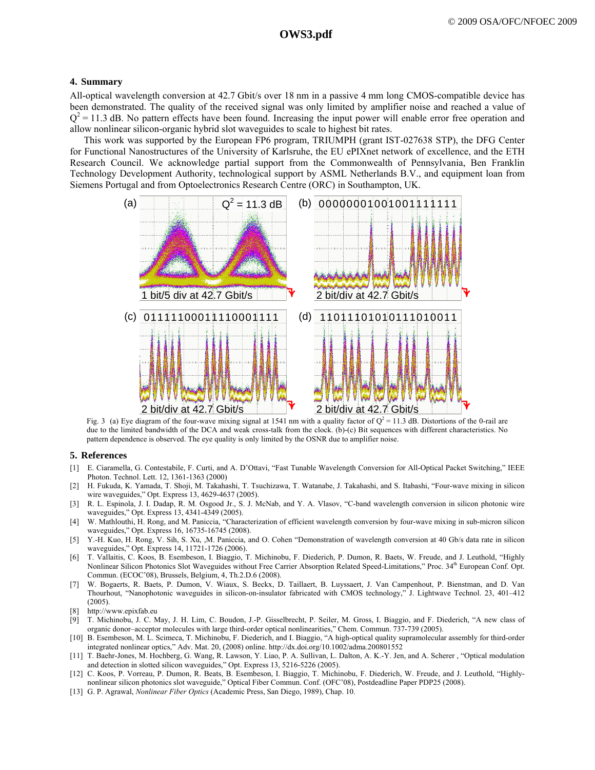## 4. Summary

All-optical wavelength conversion at 42.7 Gbit/s over 18 nm in a passive 4 mm long CMOS-compatible device has been demonstrated. The quality of the received signal was only limited by amplifier noise and reached a value of $Q^2 = 11.3$ dB. No pattern effects have been found. Increasing the input power will enable error free operation and allow nonlinear silicon-organic hybrid slot waveguides to scale to highest bit rates.

This work was supported by the European FP6 program, TRIUMPH (grant IST-027638 STP), the DFG Center for Functional Nanostructures of the University of Karlsruhe, the EU ePIXnet network of excellence, and the ETH Research Council. We acknowledge partial support from the Commonwealth of Pennsylvania, Ben Franklin Technology Development Authority, technological support by ASML Netherlands B.V., and equipment loan from Siemens Portugal and from Optoelectronics Research Centre (ORC) in Southampton, UK.

(a) $Q^2 = 11.3$ dB
1 bit/5 div at 42.7 Gbit/s

(b) 0000000100100111111 1
2 bit/div at 42.7 Gbit/s

(c) 0111110001111000111 1
2 bit/div at 42.7 Gbit/s

(d) 1101110101011101001 1
2 bit/div at 42.7 Gbit/s

Fig. 3 (a) Eye diagram of the four-wave mixing signal at 1541 nm with a quality factor of $Q^2 = 11.3$ dB. Distortions of the 0-rail are due to the limited bandwidth of the DCA and weak cross-talk from the clock. (b)-(c) Bit sequences with different characteristics. No pattern dependence is observed. The eye quality is only limited by the OSNR due to amplifier noise.

## 5. References

[1] E. Ciaramella, G. Contestabile, F. Curti, and A. D'Ottavi, "Fast Tunable Wavelength Conversion for All-Optical Packet Switching," IEEE Photon. Technol. Lett. 12, 1361-1363 (2000)

[2] H. Fukuda, K. Yamada, T. Shoji, M. Takahashi, T. Tsuchizawa, T. Watanabe, J. Takahashi, and S. Itabashi, "Four-wave mixing in silicon wire waveguides," Opt. Express 13, 4629-4637 (2005).

[3] R. L. Espinola, J. I. Dadap, R. M. Osgood Jr., S. J. McNab, and Y. A. Vlasov, "C-band wavelength conversion in silicon photonic wire waveguides," Opt. Express 13, 4341-4349 (2005).

[4] W. Mathlouthi, H. Rong, and M. Paniccia, "Characterization of efficient wavelength conversion by four-wave mixing in sub-micron silicon waveguides," Opt. Express 16, 16735-16745 (2008).

[5] Y.-H. Kuo, H. Rong, V. Sih, S. Xu, ,M. Paniccia, and O. Cohen "Demonstration of wavelength conversion at 40 Gb/s data rate in silicon waveguides," Opt. Express 14, 11721-1726 (2006).

[6] T. Vallaitis, C. Koos, B. Esembeson, I. Biaggio, T. Michinobu, F. Diederich, P. Dumon, R. Baets, W. Freude, and J. Leuthold, "Highly Nonlinear Silicon Photonics Slot Waveguides without Free Carrier Absorption Related Speed-Limitations," Proc. 34th European Conf. Opt. Commun. (ECOC'08), Brussels, Belgium, 4, Th.2.D.6 (2008).

[7] W. Bogaerts, R. Baets, P. Dumon, V. Wiaux, S. Beckx, D. Taillaert, B. Luyssaert, J. Van Campenhout, P. Bienstman, and D. Van Thourhout, "Nanophotonic waveguides in silicon-on-insulator fabricated with CMOS technology," J. Lightwave Technol. 23, 401–412 (2005).

[8] http://www.epixfab.eu

[9] T. Michinobu, J. C. May, J. H. Lim, C. Boudon, J.-P. Gisselbrecht, P. Seiler, M. Gross, I. Biaggio, and F. Diederich, "A new class of organic donor–acceptor molecules with large third-order optical nonlinearities," Chem. Commun. 737-739 (2005).

[10] B. Esembeson, M. L. Scimeca, T. Michinobu, F. Diederich, and I. Biaggio, "A high-optical quality supramolecular assembly for third-order integrated nonlinear optics," Adv. Mat. 20, (2008) online. http://dx.doi.org/10.1002/adma.200801552

[11] T. Baehr-Jones, M. Hochberg, G. Wang, R. Lawson, Y. Liao, P. A. Sullivan, L. Dalton, A. K.-Y. Jen, and A. Scherer , "Optical modulation and detection in slotted silicon waveguides," Opt. Express 13, 5216-5226 (2005).

[12] C. Koos, P. Vorreau, P. Dumon, R. Beats, B. Esembeson, I. Biaggio, T. Michinobu, F. Diederich, W. Freude, and J. Leuthold, "Highly-nonlinear silicon photonics slot waveguide," Optical Fiber Commun. Conf. (OFC'08), Postdeadline Paper PDP25 (2008).

[13] G. P. Agrawal, *Nonlinear Fiber Optics* (Academic Press, San Diego, 1989), Chap. 10.